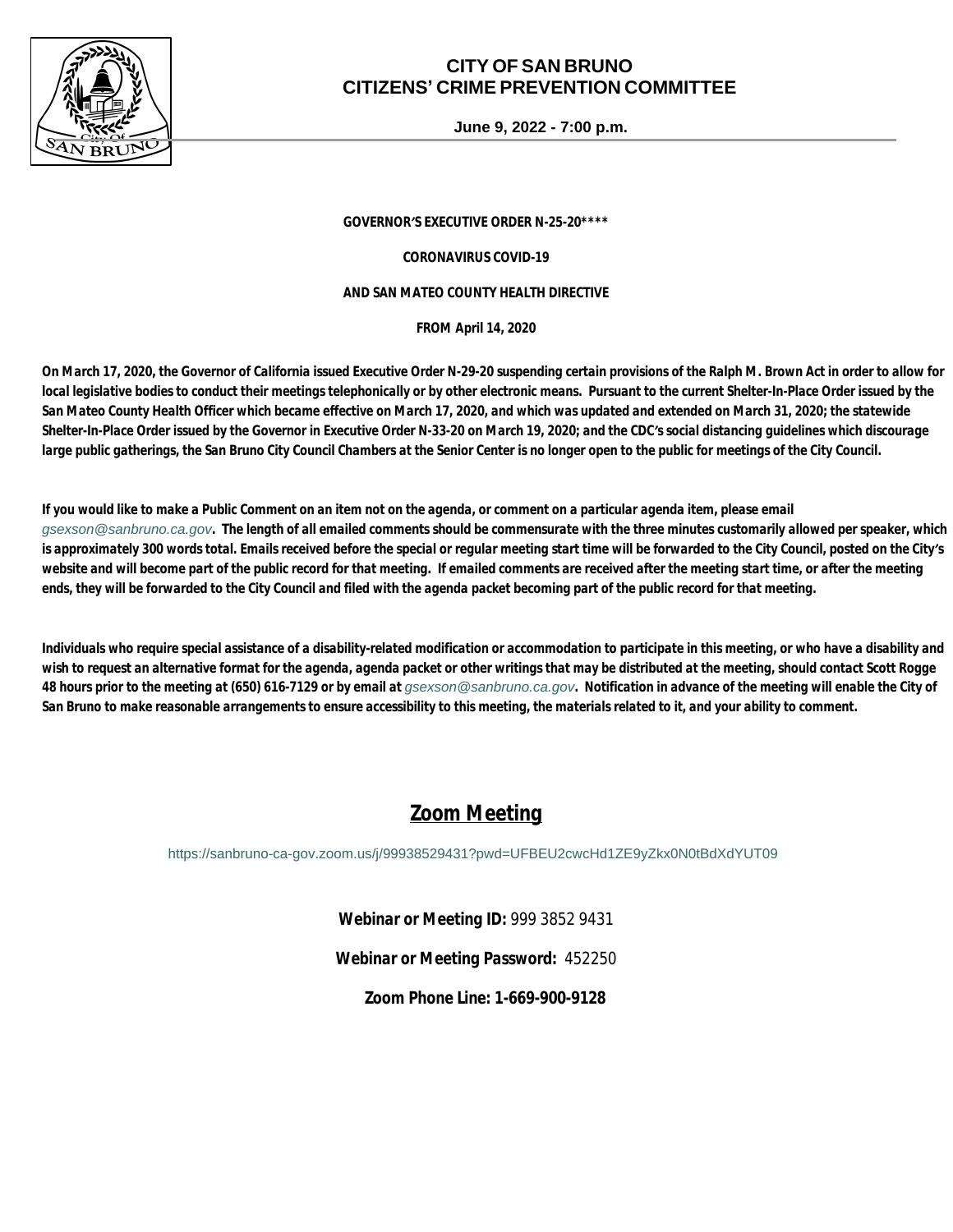# CITY OF SAN BRUNO
# CITIZENS' CRIME PREVENTION COMMITTEE

**June 9, 2022 - 7:00 p.m.**

**GOVERNOR'S EXECUTIVE ORDER N-25-20****\*\*\*\***

**CORONAVIRUS COVID-19**

**AND SAN MATEO COUNTY HEALTH DIRECTIVE**

**FROM April 14, 2020**

**On March 17, 2020, the Governor of California issued Executive Order N-29-20 suspending certain provisions of the Ralph M. Brown Act in order to allow for local legislative bodies to conduct their meetings telephonically or by other electronic means. Pursuant to the current Shelter-In-Place Order issued by the San Mateo County Health Officer which became effective on March 17, 2020, and which was updated and extended on March 31, 2020; the statewide Shelter-In-Place Order issued by the Governor in Executive Order N-33-20 on March 19, 2020; and the CDC's social distancing guidelines which discourage large public gatherings, the San Bruno City Council Chambers at the Senior Center is no longer open to the public for meetings of the City Council.**

**If you would like to make a Public Comment on an item not on the agenda, or comment on a particular agenda item, please email** *gsexson@sanbruno.ca.gov*. **The length of all emailed comments should be commensurate with the three minutes customarily allowed per speaker, which is approximately 300 words total. Emails received before the special or regular meeting start time will be forwarded to the City Council, posted on the City's website and will become part of the public record for that meeting. If emailed comments are received after the meeting start time, or after the meeting ends, they will be forwarded to the City Council and filed with the agenda packet becoming part of the public record for that meeting.**

**Individuals who require special assistance of a disability-related modification or accommodation to participate in this meeting, or who have a disability and wish to request an alternative format for the agenda, agenda packet or other writings that may be distributed at the meeting, should contact Scott Rogge 48 hours prior to the meeting at (650) 616-7129 or by email at** *gsexson@sanbruno.ca.gov*. **Notification in advance of the meeting will enable the City of San Bruno to make reasonable arrangements to ensure accessibility to this meeting, the materials related to it, and your ability to comment.**

## Zoom Meeting

https://sanbruno-ca-gov.zoom.us/j/99938529431?pwd=UFBEU2cwcHd1ZE9yZkx0N0tBdXdYUT09

**Webinar or Meeting ID:** 999 3852 9431

**Webinar or Meeting Password:** 452250

**Zoom Phone Line: 1-669-900-9128**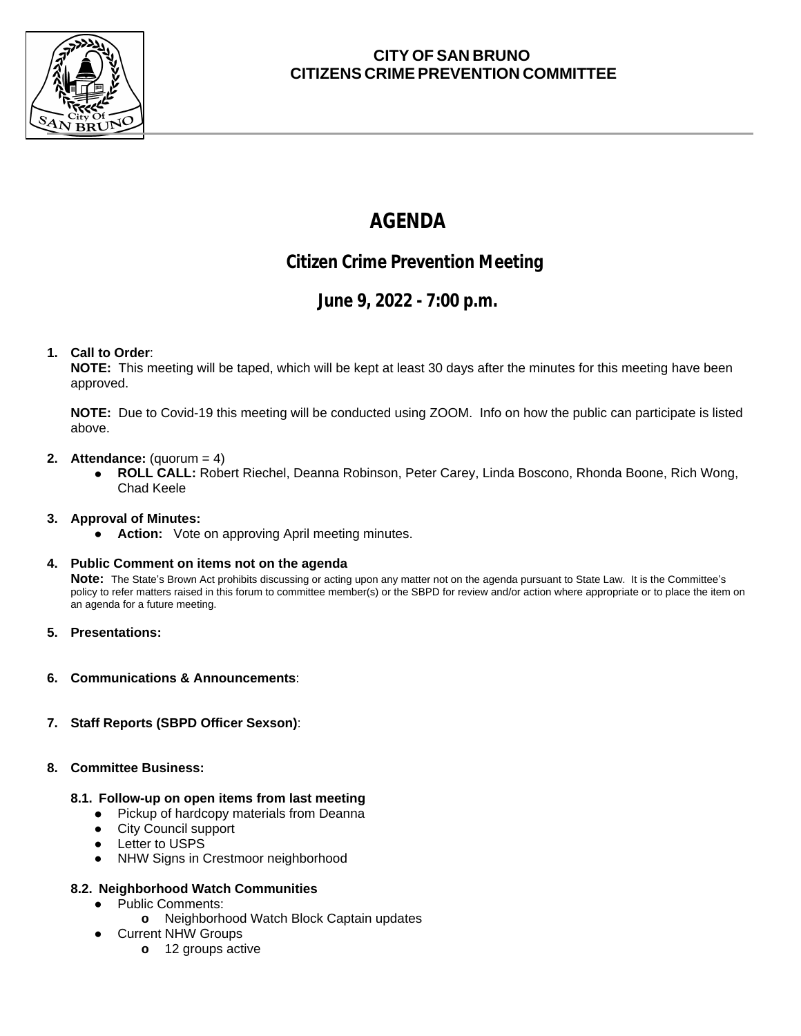## CITY OF SAN BRUNO
## CITIZENS CRIME PREVENTION COMMITTEE

# AGENDA

## Citizen Crime Prevention Meeting

## June 9, 2022 - 7:00 p.m.

1. **Call to Order**:
   **NOTE:** This meeting will be taped, which will be kept at least 30 days after the minutes for this meeting have been approved.

   **NOTE:** Due to Covid-19 this meeting will be conducted using ZOOM. Info on how the public can participate is listed above.

2. **Attendance:** (quorum = 4)
   - **ROLL CALL:** Robert Riechel, Deanna Robinson, Peter Carey, Linda Boscono, Rhonda Boone, Rich Wong, Chad Keele

3. **Approval of Minutes:**
   - **Action:** Vote on approving April meeting minutes.

4. **Public Comment on items not on the agenda**
   **Note:** The State's Brown Act prohibits discussing or acting upon any matter not on the agenda pursuant to State Law. It is the Committee's policy to refer matters raised in this forum to committee member(s) or the SBPD for review and/or action where appropriate or to place the item on an agenda for a future meeting.

5. **Presentations:**

6. **Communications & Announcements**:

7. **Staff Reports (SBPD Officer Sexson)**:

8. **Committee Business:**

   **8.1. Follow-up on open items from last meeting**
   - Pickup of hardcopy materials from Deanna
   - City Council support
   - Letter to USPS
   - NHW Signs in Crestmoor neighborhood

   **8.2. Neighborhood Watch Communities**
   - Public Comments:
     - Neighborhood Watch Block Captain updates
   - Current NHW Groups
     - 12 groups active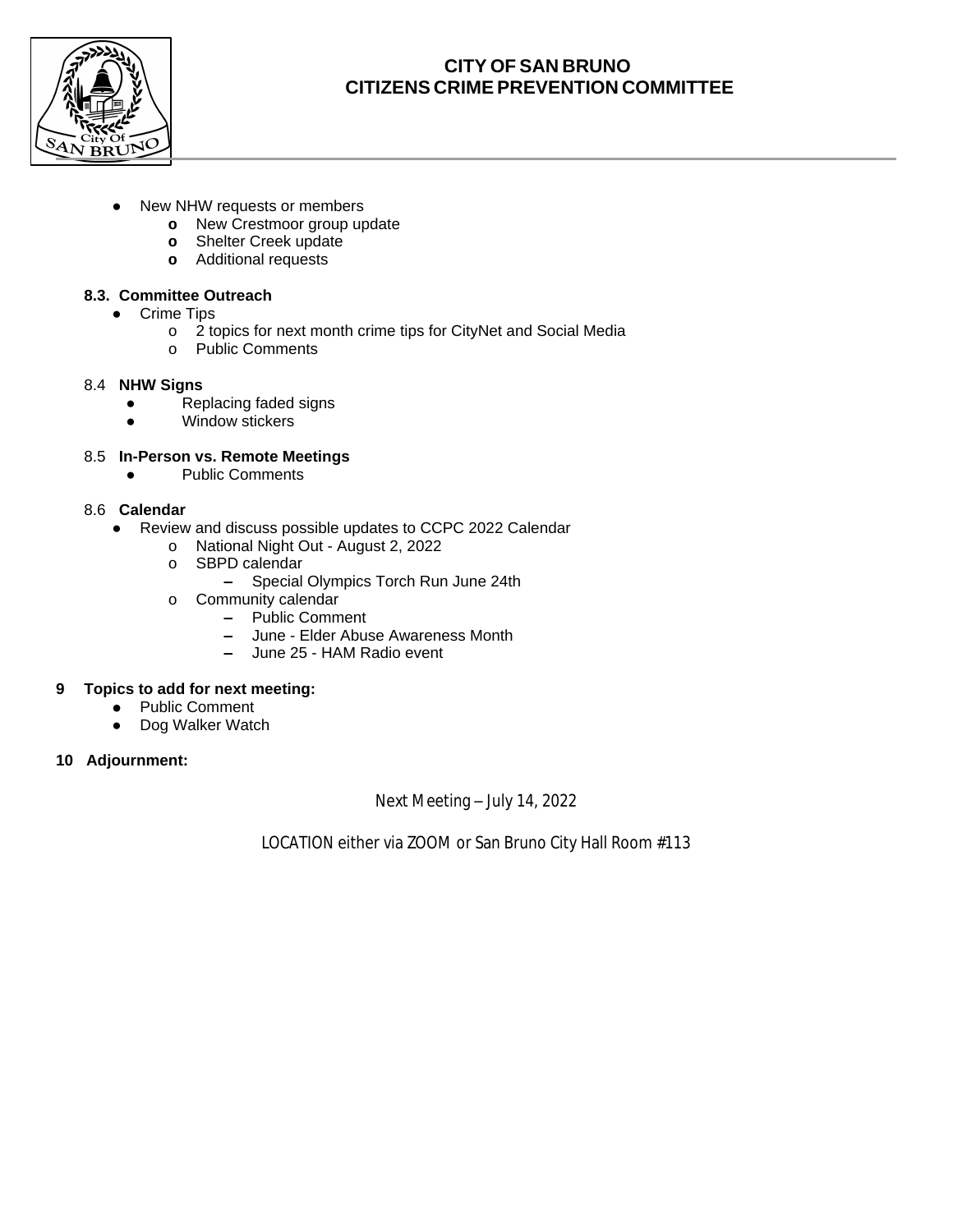# CITY OF SAN BRUNO
# CITIZENS CRIME PREVENTION COMMITTEE

- New NHW requests or members
  - New Crestmoor group update
  - Shelter Creek update
  - Additional requests

**8.3. Committee Outreach**

- Crime Tips
  - 2 topics for next month crime tips for CityNet and Social Media
  - Public Comments

8.4 **NHW Signs**

- Replacing faded signs
- Window stickers

8.5 **In-Person vs. Remote Meetings**

- Public Comments

8.6 **Calendar**

- Review and discuss possible updates to CCPC 2022 Calendar
  - National Night Out - August 2, 2022
  - SBPD calendar
    - Special Olympics Torch Run June 24th
  - Community calendar
    - Public Comment
    - June - Elder Abuse Awareness Month
    - June 25 - HAM Radio event

**9 Topics to add for next meeting:**

- Public Comment
- Dog Walker Watch

**10 Adjournment:**

Next Meeting – July 14, 2022

LOCATION either via ZOOM or San Bruno City Hall Room #113